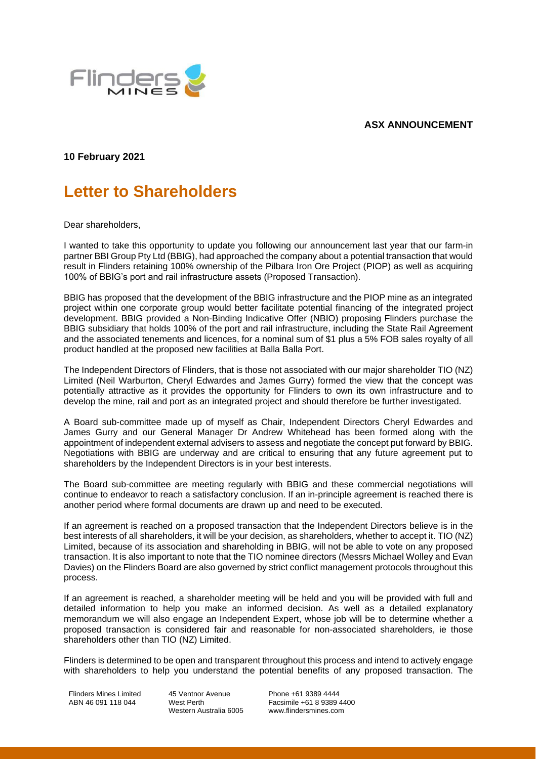**ASX ANNOUNCEMENT**

**10 February 2021**

# Letter to Shareholders

Dear shareholders,

I wanted to take this opportunity to update you following our announcement last year that our farm-in partner BBI Group Pty Ltd (BBIG), had approached the company about a potential transaction that would result in Flinders retaining 100% ownership of the Pilbara Iron Ore Project (PIOP) as well as acquiring 100% of BBIG's port and rail infrastructure assets (Proposed Transaction).

BBIG has proposed that the development of the BBIG infrastructure and the PIOP mine as an integrated project within one corporate group would better facilitate potential financing of the integrated project development. BBIG provided a Non-Binding Indicative Offer (NBIO) proposing Flinders purchase the BBIG subsidiary that holds 100% of the port and rail infrastructure, including the State Rail Agreement and the associated tenements and licences, for a nominal sum of $1 plus a 5% FOB sales royalty of all product handled at the proposed new facilities at Balla Balla Port.

The Independent Directors of Flinders, that is those not associated with our major shareholder TIO (NZ) Limited (Neil Warburton, Cheryl Edwardes and James Gurry) formed the view that the concept was potentially attractive as it provides the opportunity for Flinders to own its own infrastructure and to develop the mine, rail and port as an integrated project and should therefore be further investigated.

A Board sub-committee made up of myself as Chair, Independent Directors Cheryl Edwardes and James Gurry and our General Manager Dr Andrew Whitehead has been formed along with the appointment of independent external advisers to assess and negotiate the concept put forward by BBIG. Negotiations with BBIG are underway and are critical to ensuring that any future agreement put to shareholders by the Independent Directors is in your best interests.

The Board sub-committee are meeting regularly with BBIG and these commercial negotiations will continue to endeavor to reach a satisfactory conclusion. If an in-principle agreement is reached there is another period where formal documents are drawn up and need to be executed.

If an agreement is reached on a proposed transaction that the Independent Directors believe is in the best interests of all shareholders, it will be your decision, as shareholders, whether to accept it. TIO (NZ) Limited, because of its association and shareholding in BBIG, will not be able to vote on any proposed transaction. It is also important to note that the TIO nominee directors (Messrs Michael Wolley and Evan Davies) on the Flinders Board are also governed by strict conflict management protocols throughout this process.

If an agreement is reached, a shareholder meeting will be held and you will be provided with full and detailed information to help you make an informed decision. As well as a detailed explanatory memorandum we will also engage an Independent Expert, whose job will be to determine whether a proposed transaction is considered fair and reasonable for non-associated shareholders, ie those shareholders other than TIO (NZ) Limited.

Flinders is determined to be open and transparent throughout this process and intend to actively engage with shareholders to help you understand the potential benefits of any proposed transaction. The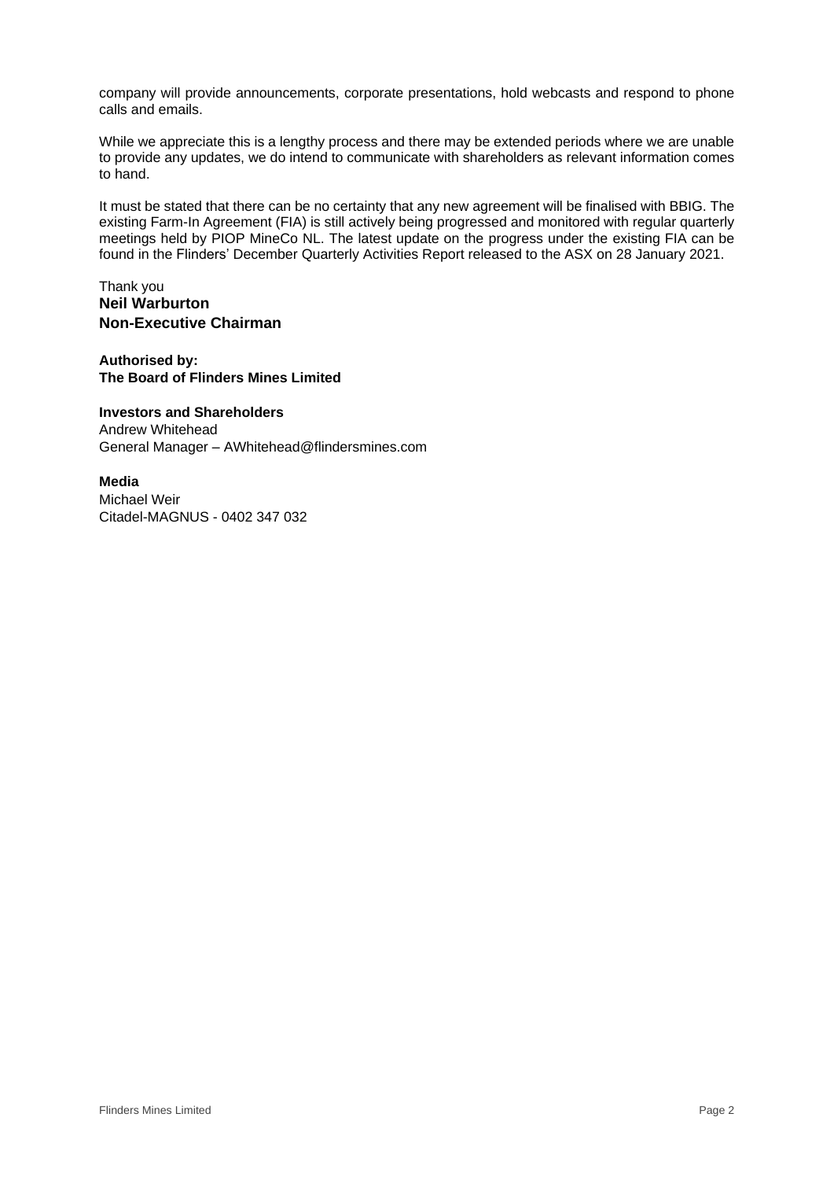company will provide announcements, corporate presentations, hold webcasts and respond to phone calls and emails.

While we appreciate this is a lengthy process and there may be extended periods where we are unable to provide any updates, we do intend to communicate with shareholders as relevant information comes to hand.

It must be stated that there can be no certainty that any new agreement will be finalised with BBIG. The existing Farm-In Agreement (FIA) is still actively being progressed and monitored with regular quarterly meetings held by PIOP MineCo NL. The latest update on the progress under the existing FIA can be found in the Flinders' December Quarterly Activities Report released to the ASX on 28 January 2021.

Thank you
**Neil Warburton**
**Non-Executive Chairman**

**Authorised by:**
**The Board of Flinders Mines Limited**

**Investors and Shareholders**
Andrew Whitehead
General Manager – AWhitehead@flindersmines.com

**Media**
Michael Weir
Citadel-MAGNUS - 0402 347 032